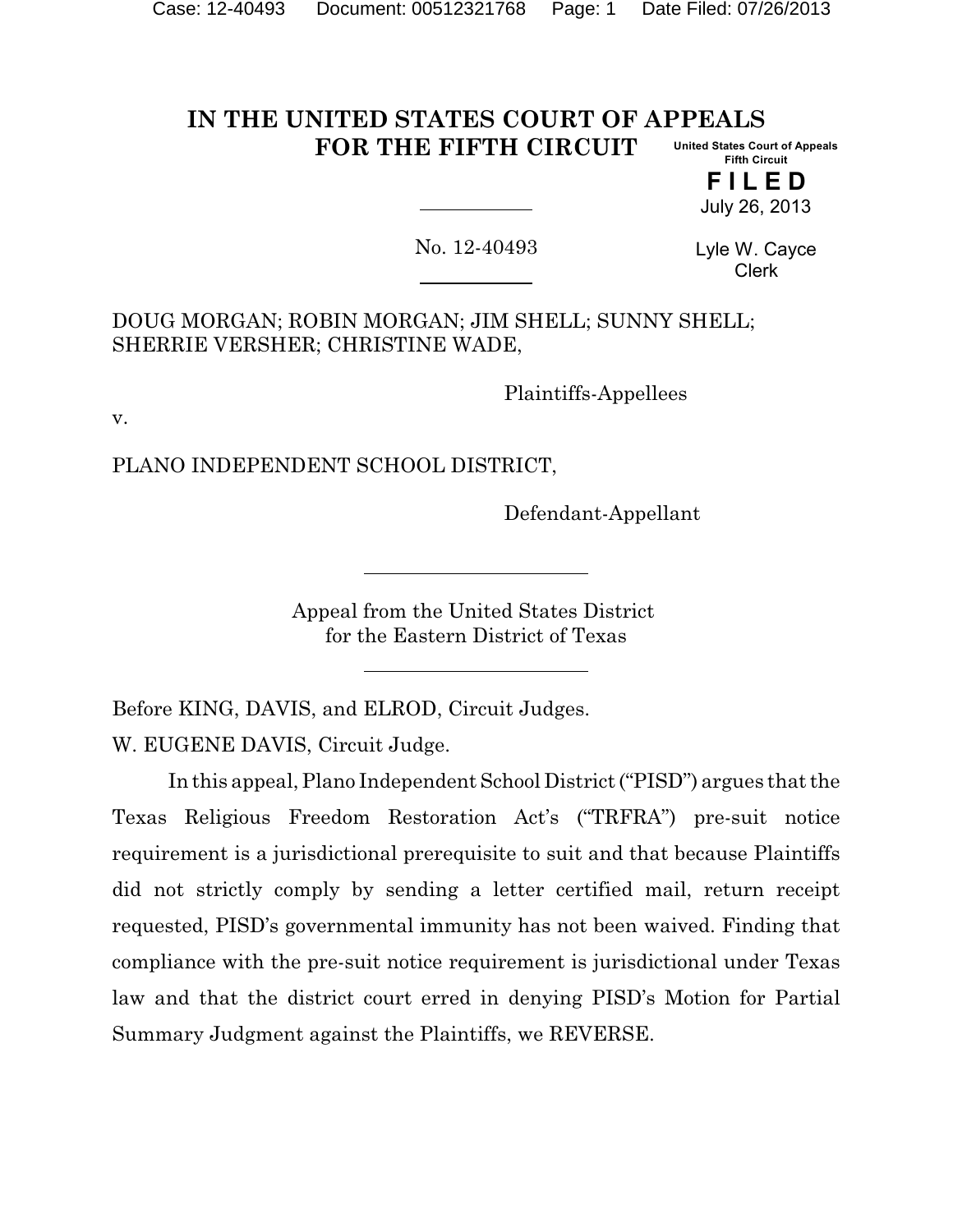# IN THE UNITED STATES COURT OF APPEALS FOR THE FIFTH CIRCUIT

United States Court of Appeals
Fifth Circuit

**FILED**

July 26, 2013

Lyle W. Cayce
Clerk

No. 12-40493

DOUG MORGAN; ROBIN MORGAN; JIM SHELL; SUNNY SHELL; SHERRIE VERSHER; CHRISTINE WADE,

Plaintiffs-Appellees

v.

PLANO INDEPENDENT SCHOOL DISTRICT,

Defendant-Appellant

Appeal from the United States District for the Eastern District of Texas

Before KING, DAVIS, and ELROD, Circuit Judges.

W. EUGENE DAVIS, Circuit Judge.

In this appeal, Plano Independent School District ("PISD") argues that the Texas Religious Freedom Restoration Act's ("TRFRA") pre-suit notice requirement is a jurisdictional prerequisite to suit and that because Plaintiffs did not strictly comply by sending a letter certified mail, return receipt requested, PISD's governmental immunity has not been waived. Finding that compliance with the pre-suit notice requirement is jurisdictional under Texas law and that the district court erred in denying PISD's Motion for Partial Summary Judgment against the Plaintiffs, we REVERSE.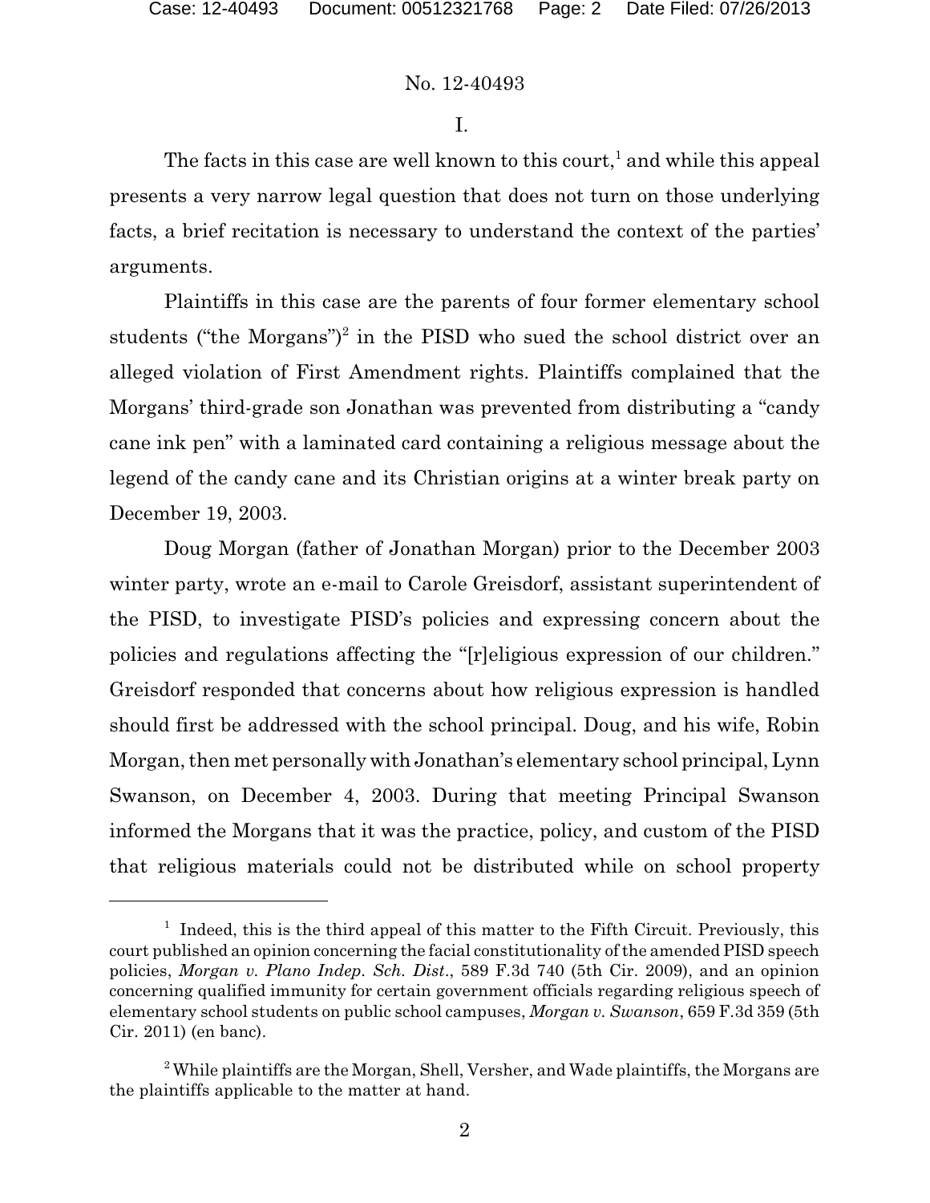No. 12-40493

I.

The facts in this case are well known to this court,[1] and while this appeal presents a very narrow legal question that does not turn on those underlying facts, a brief recitation is necessary to understand the context of the parties' arguments.

Plaintiffs in this case are the parents of four former elementary school students ("the Morgans")[2] in the PISD who sued the school district over an alleged violation of First Amendment rights. Plaintiffs complained that the Morgans' third-grade son Jonathan was prevented from distributing a "candy cane ink pen" with a laminated card containing a religious message about the legend of the candy cane and its Christian origins at a winter break party on December 19, 2003.

Doug Morgan (father of Jonathan Morgan) prior to the December 2003 winter party, wrote an e-mail to Carole Greisdorf, assistant superintendent of the PISD, to investigate PISD's policies and expressing concern about the policies and regulations affecting the "[r]eligious expression of our children." Greisdorf responded that concerns about how religious expression is handled should first be addressed with the school principal. Doug, and his wife, Robin Morgan, then met personally with Jonathan's elementary school principal, Lynn Swanson, on December 4, 2003. During that meeting Principal Swanson informed the Morgans that it was the practice, policy, and custom of the PISD that religious materials could not be distributed while on school property

---

[1] Indeed, this is the third appeal of this matter to the Fifth Circuit. Previously, this court published an opinion concerning the facial constitutionality of the amended PISD speech policies, *Morgan v. Plano Indep. Sch. Dist.*, 589 F.3d 740 (5th Cir. 2009), and an opinion concerning qualified immunity for certain government officials regarding religious speech of elementary school students on public school campuses, *Morgan v. Swanson*, 659 F.3d 359 (5th Cir. 2011) (en banc).

[2] While plaintiffs are the Morgan, Shell, Versher, and Wade plaintiffs, the Morgans are the plaintiffs applicable to the matter at hand.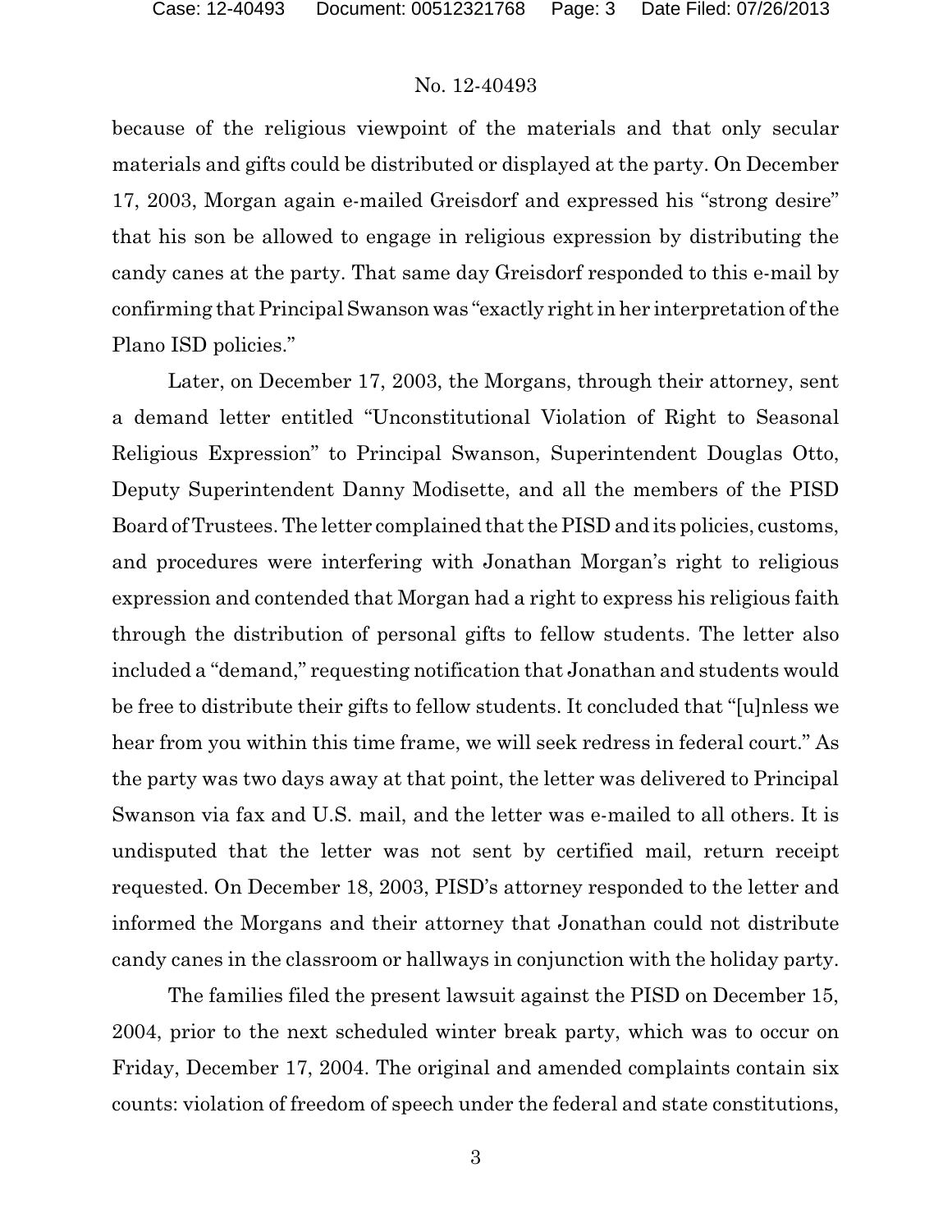because of the religious viewpoint of the materials and that only secular materials and gifts could be distributed or displayed at the party. On December 17, 2003, Morgan again e-mailed Greisdorf and expressed his "strong desire" that his son be allowed to engage in religious expression by distributing the candy canes at the party. That same day Greisdorf responded to this e-mail by confirming that Principal Swanson was "exactly right in her interpretation of the Plano ISD policies."

Later, on December 17, 2003, the Morgans, through their attorney, sent a demand letter entitled "Unconstitutional Violation of Right to Seasonal Religious Expression" to Principal Swanson, Superintendent Douglas Otto, Deputy Superintendent Danny Modisette, and all the members of the PISD Board of Trustees. The letter complained that the PISD and its policies, customs, and procedures were interfering with Jonathan Morgan's right to religious expression and contended that Morgan had a right to express his religious faith through the distribution of personal gifts to fellow students. The letter also included a "demand," requesting notification that Jonathan and students would be free to distribute their gifts to fellow students. It concluded that "[u]nless we hear from you within this time frame, we will seek redress in federal court." As the party was two days away at that point, the letter was delivered to Principal Swanson via fax and U.S. mail, and the letter was e-mailed to all others. It is undisputed that the letter was not sent by certified mail, return receipt requested. On December 18, 2003, PISD's attorney responded to the letter and informed the Morgans and their attorney that Jonathan could not distribute candy canes in the classroom or hallways in conjunction with the holiday party.

The families filed the present lawsuit against the PISD on December 15, 2004, prior to the next scheduled winter break party, which was to occur on Friday, December 17, 2004. The original and amended complaints contain six counts: violation of freedom of speech under the federal and state constitutions,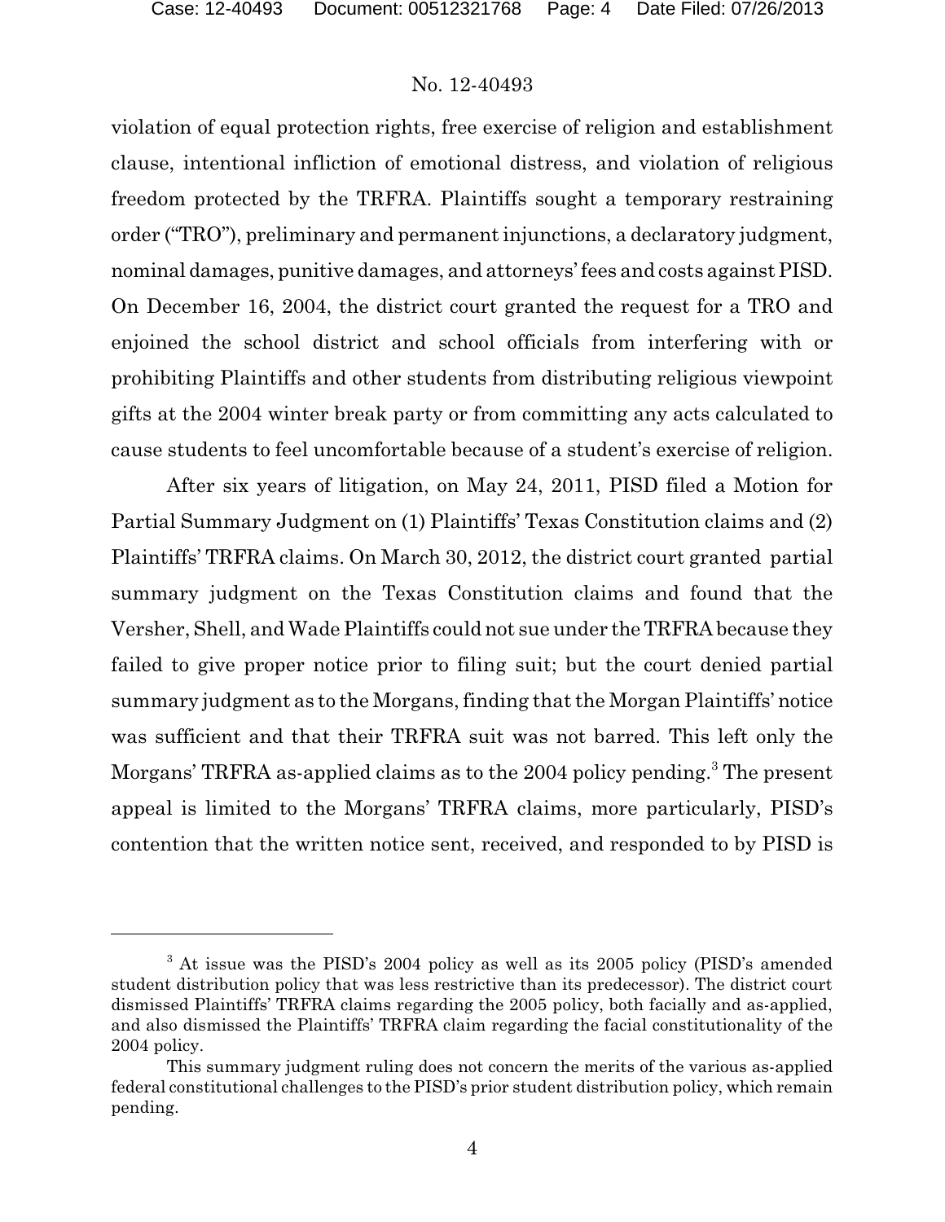violation of equal protection rights, free exercise of religion and establishment clause, intentional infliction of emotional distress, and violation of religious freedom protected by the TRFRA. Plaintiffs sought a temporary restraining order ("TRO"), preliminary and permanent injunctions, a declaratory judgment, nominal damages, punitive damages, and attorneys' fees and costs against PISD. On December 16, 2004, the district court granted the request for a TRO and enjoined the school district and school officials from interfering with or prohibiting Plaintiffs and other students from distributing religious viewpoint gifts at the 2004 winter break party or from committing any acts calculated to cause students to feel uncomfortable because of a student's exercise of religion.

After six years of litigation, on May 24, 2011, PISD filed a Motion for Partial Summary Judgment on (1) Plaintiffs' Texas Constitution claims and (2) Plaintiffs' TRFRA claims. On March 30, 2012, the district court granted partial summary judgment on the Texas Constitution claims and found that the Versher, Shell, and Wade Plaintiffs could not sue under the TRFRA because they failed to give proper notice prior to filing suit; but the court denied partial summary judgment as to the Morgans, finding that the Morgan Plaintiffs' notice was sufficient and that their TRFRA suit was not barred. This left only the Morgans' TRFRA as-applied claims as to the 2004 policy pending.[3] The present appeal is limited to the Morgans' TRFRA claims, more particularly, PISD's contention that the written notice sent, received, and responded to by PISD is

---

[3] At issue was the PISD's 2004 policy as well as its 2005 policy (PISD's amended student distribution policy that was less restrictive than its predecessor). The district court dismissed Plaintiffs' TRFRA claims regarding the 2005 policy, both facially and as-applied, and also dismissed the Plaintiffs' TRFRA claim regarding the facial constitutionality of the 2004 policy.

This summary judgment ruling does not concern the merits of the various as-applied federal constitutional challenges to the PISD's prior student distribution policy, which remain pending.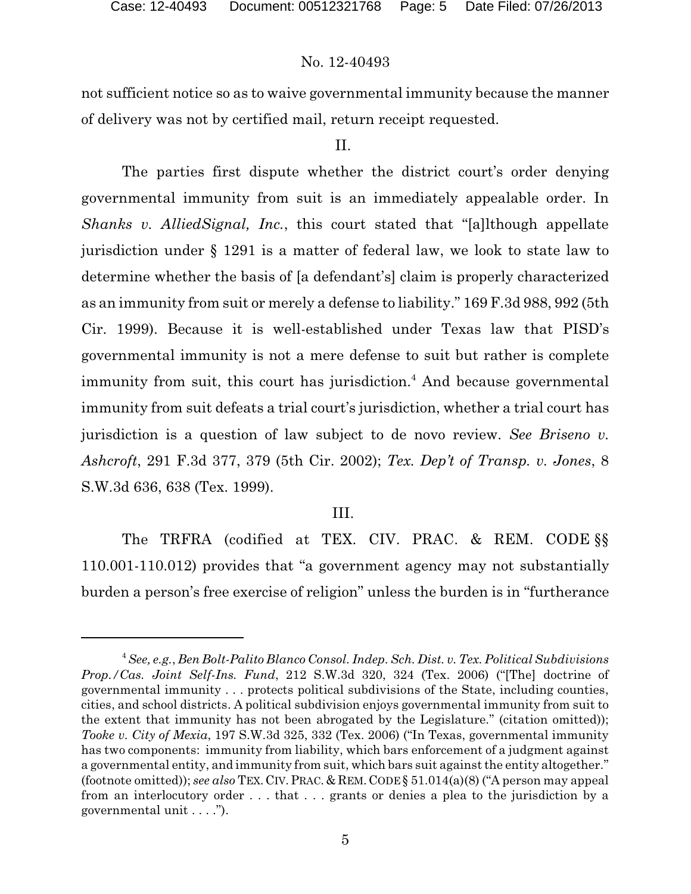not sufficient notice so as to waive governmental immunity because the manner of delivery was not by certified mail, return receipt requested.

## II.

The parties first dispute whether the district court's order denying governmental immunity from suit is an immediately appealable order. In *Shanks v. AlliedSignal, Inc.*, this court stated that "[a]lthough appellate jurisdiction under § 1291 is a matter of federal law, we look to state law to determine whether the basis of [a defendant's] claim is properly characterized as an immunity from suit or merely a defense to liability." 169 F.3d 988, 992 (5th Cir. 1999). Because it is well-established under Texas law that PISD's governmental immunity is not a mere defense to suit but rather is complete immunity from suit, this court has jurisdiction.[4] And because governmental immunity from suit defeats a trial court's jurisdiction, whether a trial court has jurisdiction is a question of law subject to de novo review. *See Briseno v. Ashcroft*, 291 F.3d 377, 379 (5th Cir. 2002); *Tex. Dep't of Transp. v. Jones*, 8 S.W.3d 636, 638 (Tex. 1999).

## III.

The TRFRA (codified at TEX. CIV. PRAC. & REM. CODE §§ 110.001-110.012) provides that "a government agency may not substantially burden a person's free exercise of religion" unless the burden is in "furtherance

---

[4] *See, e.g.*, *Ben Bolt-Palito Blanco Consol. Indep. Sch. Dist. v. Tex. Political Subdivisions Prop./Cas. Joint Self-Ins. Fund*, 212 S.W.3d 320, 324 (Tex. 2006) ("[The] doctrine of governmental immunity . . . protects political subdivisions of the State, including counties, cities, and school districts. A political subdivision enjoys governmental immunity from suit to the extent that immunity has not been abrogated by the Legislature." (citation omitted)); *Tooke v. City of Mexia*, 197 S.W.3d 325, 332 (Tex. 2006) ("In Texas, governmental immunity has two components: immunity from liability, which bars enforcement of a judgment against a governmental entity, and immunity from suit, which bars suit against the entity altogether." (footnote omitted)); *see also* TEX. CIV. PRAC. & REM. CODE § 51.014(a)(8) ("A person may appeal from an interlocutory order . . . that . . . grants or denies a plea to the jurisdiction by a governmental unit . . . .").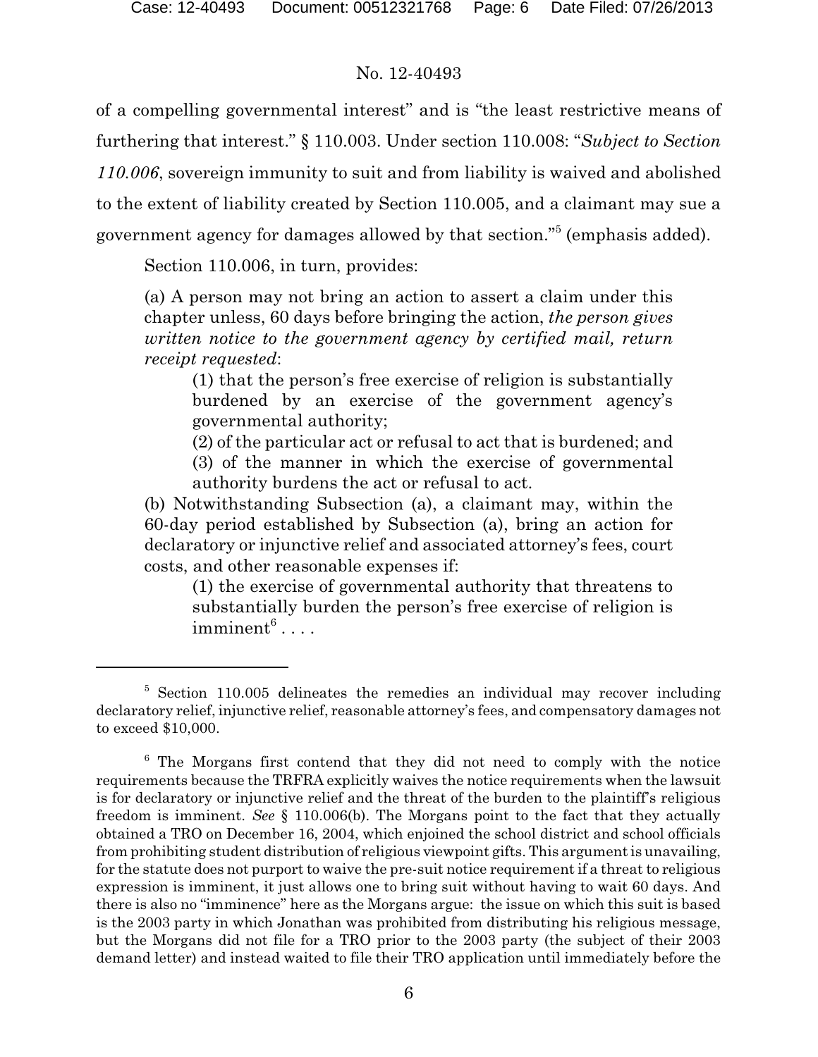of a compelling governmental interest" and is "the least restrictive means of furthering that interest." § 110.003. Under section 110.008: "*Subject to Section 110.006*, sovereign immunity to suit and from liability is waived and abolished to the extent of liability created by Section 110.005, and a claimant may sue a government agency for damages allowed by that section."[5] (emphasis added).

Section 110.006, in turn, provides:

> (a) A person may not bring an action to assert a claim under this chapter unless, 60 days before bringing the action, *the person gives written notice to the government agency by certified mail, return receipt requested*:
>
> > (1) that the person's free exercise of religion is substantially burdened by an exercise of the government agency's governmental authority;
> >
> > (2) of the particular act or refusal to act that is burdened; and
> >
> > (3) of the manner in which the exercise of governmental authority burdens the act or refusal to act.
>
> (b) Notwithstanding Subsection (a), a claimant may, within the 60-day period established by Subsection (a), bring an action for declaratory or injunctive relief and associated attorney's fees, court costs, and other reasonable expenses if:
>
> > (1) the exercise of governmental authority that threatens to substantially burden the person's free exercise of religion is imminent[6] . . . .

---

[5] Section 110.005 delineates the remedies an individual may recover including declaratory relief, injunctive relief, reasonable attorney's fees, and compensatory damages not to exceed $10,000.

[6] The Morgans first contend that they did not need to comply with the notice requirements because the TRFRA explicitly waives the notice requirements when the lawsuit is for declaratory or injunctive relief and the threat of the burden to the plaintiff's religious freedom is imminent. *See* § 110.006(b). The Morgans point to the fact that they actually obtained a TRO on December 16, 2004, which enjoined the school district and school officials from prohibiting student distribution of religious viewpoint gifts. This argument is unavailing, for the statute does not purport to waive the pre-suit notice requirement if a threat to religious expression is imminent, it just allows one to bring suit without having to wait 60 days. And there is also no "imminence" here as the Morgans argue: the issue on which this suit is based is the 2003 party in which Jonathan was prohibited from distributing his religious message, but the Morgans did not file for a TRO prior to the 2003 party (the subject of their 2003 demand letter) and instead waited to file their TRO application until immediately before the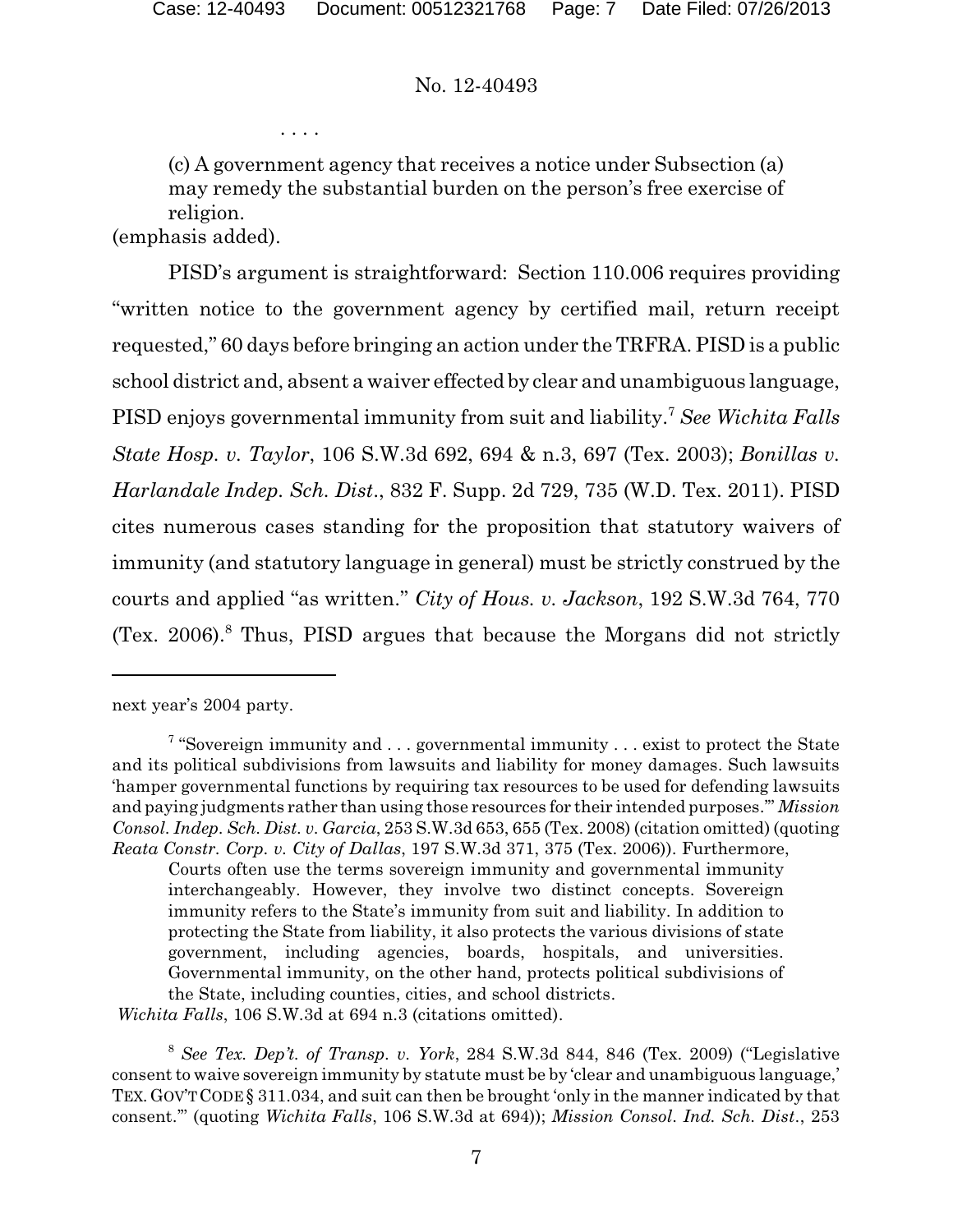. . . .

> (c) A government agency that receives a notice under Subsection (a) may remedy the substantial burden on the person's free exercise of religion.

(emphasis added).

PISD's argument is straightforward: Section 110.006 requires providing "written notice to the government agency by certified mail, return receipt requested," 60 days before bringing an action under the TRFRA. PISD is a public school district and, absent a waiver effected by clear and unambiguous language, PISD enjoys governmental immunity from suit and liability.[7] *See Wichita Falls State Hosp. v. Taylor*, 106 S.W.3d 692, 694 & n.3, 697 (Tex. 2003); *Bonillas v. Harlandale Indep. Sch. Dist.*, 832 F. Supp. 2d 729, 735 (W.D. Tex. 2011). PISD cites numerous cases standing for the proposition that statutory waivers of immunity (and statutory language in general) must be strictly construed by the courts and applied "as written." *City of Hous. v. Jackson*, 192 S.W.3d 764, 770 (Tex. 2006).[8] Thus, PISD argues that because the Morgans did not strictly

---

next year's 2004 party.

[7] "Sovereign immunity and . . . governmental immunity . . . exist to protect the State and its political subdivisions from lawsuits and liability for money damages. Such lawsuits 'hamper governmental functions by requiring tax resources to be used for defending lawsuits and paying judgments rather than using those resources for their intended purposes.'" *Mission Consol. Indep. Sch. Dist. v. Garcia*, 253 S.W.3d 653, 655 (Tex. 2008) (citation omitted) (quoting *Reata Constr. Corp. v. City of Dallas*, 197 S.W.3d 371, 375 (Tex. 2006)). Furthermore,

> Courts often use the terms sovereign immunity and governmental immunity interchangeably. However, they involve two distinct concepts. Sovereign immunity refers to the State's immunity from suit and liability. In addition to protecting the State from liability, it also protects the various divisions of state government, including agencies, boards, hospitals, and universities. Governmental immunity, on the other hand, protects political subdivisions of the State, including counties, cities, and school districts.

*Wichita Falls*, 106 S.W.3d at 694 n.3 (citations omitted).

[8] *See Tex. Dep't. of Transp. v. York*, 284 S.W.3d 844, 846 (Tex. 2009) ("Legislative consent to waive sovereign immunity by statute must be by 'clear and unambiguous language,' TEX. GOV'T CODE § 311.034, and suit can then be brought 'only in the manner indicated by that consent.'" (quoting *Wichita Falls*, 106 S.W.3d at 694)); *Mission Consol. Ind. Sch. Dist.*, 253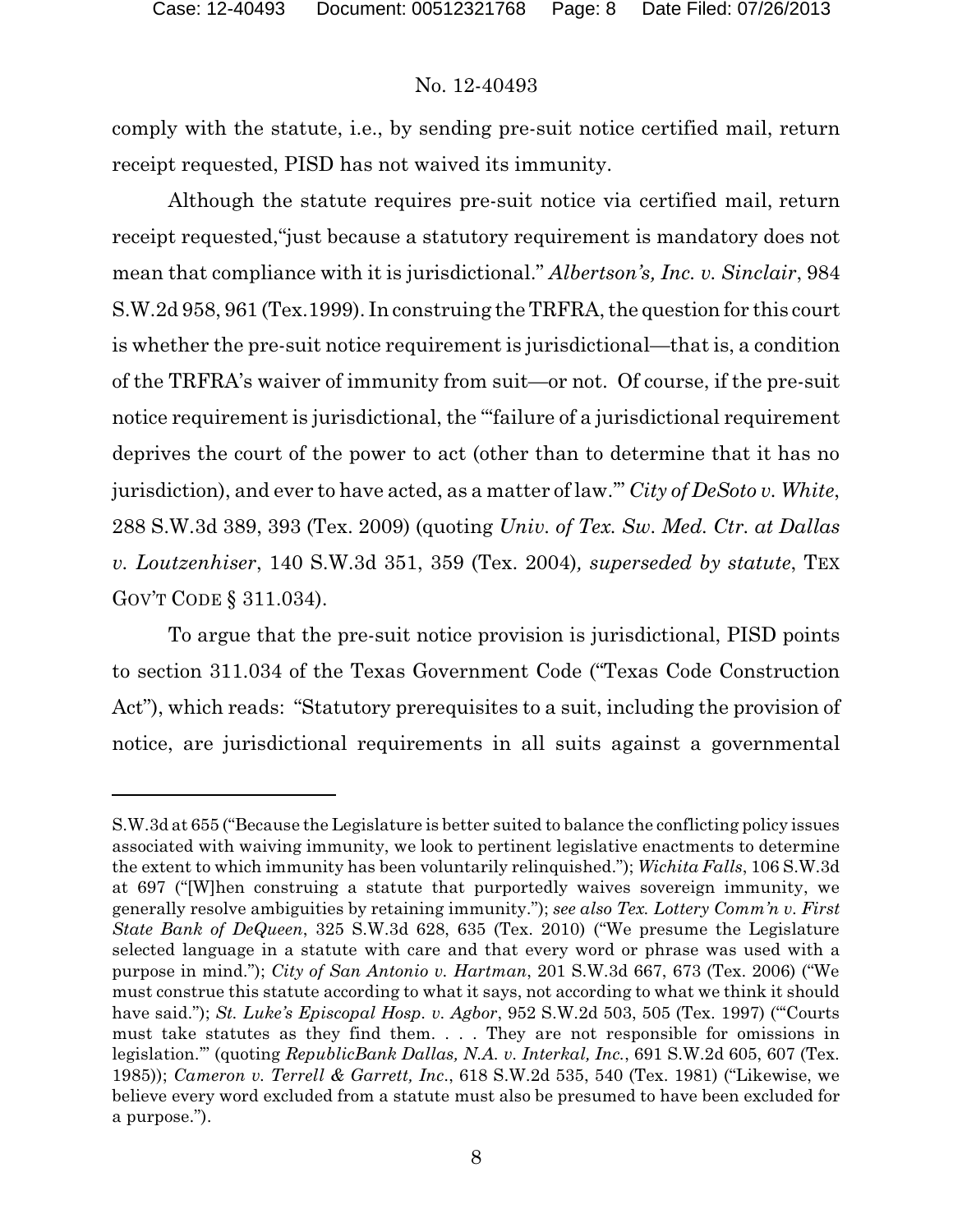comply with the statute, i.e., by sending pre-suit notice certified mail, return receipt requested, PISD has not waived its immunity.

Although the statute requires pre-suit notice via certified mail, return receipt requested,"just because a statutory requirement is mandatory does not mean that compliance with it is jurisdictional." *Albertson's, Inc. v. Sinclair*, 984 S.W.2d 958, 961 (Tex.1999). In construing the TRFRA, the question for this court is whether the pre-suit notice requirement is jurisdictional—that is, a condition of the TRFRA's waiver of immunity from suit—or not. Of course, if the pre-suit notice requirement is jurisdictional, the "'failure of a jurisdictional requirement deprives the court of the power to act (other than to determine that it has no jurisdiction), and ever to have acted, as a matter of law.'" *City of DeSoto v. White*, 288 S.W.3d 389, 393 (Tex. 2009) (quoting *Univ. of Tex. Sw. Med. Ctr. at Dallas v. Loutzenhiser*, 140 S.W.3d 351, 359 (Tex. 2004), *superseded by statute*, TEX GOV'T CODE § 311.034).

To argue that the pre-suit notice provision is jurisdictional, PISD points to section 311.034 of the Texas Government Code ("Texas Code Construction Act"), which reads: "Statutory prerequisites to a suit, including the provision of notice, are jurisdictional requirements in all suits against a governmental

---

S.W.3d at 655 ("Because the Legislature is better suited to balance the conflicting policy issues associated with waiving immunity, we look to pertinent legislative enactments to determine the extent to which immunity has been voluntarily relinquished."); *Wichita Falls*, 106 S.W.3d at 697 ("[W]hen construing a statute that purportedly waives sovereign immunity, we generally resolve ambiguities by retaining immunity."); *see also Tex. Lottery Comm'n v. First State Bank of DeQueen*, 325 S.W.3d 628, 635 (Tex. 2010) ("We presume the Legislature selected language in a statute with care and that every word or phrase was used with a purpose in mind."); *City of San Antonio v. Hartman*, 201 S.W.3d 667, 673 (Tex. 2006) ("We must construe this statute according to what it says, not according to what we think it should have said."); *St. Luke's Episcopal Hosp. v. Agbor*, 952 S.W.2d 503, 505 (Tex. 1997) ("'Courts must take statutes as they find them. . . . They are not responsible for omissions in legislation.'" (quoting *RepublicBank Dallas, N.A. v. Interkal, Inc.*, 691 S.W.2d 605, 607 (Tex. 1985)); *Cameron v. Terrell & Garrett, Inc.*, 618 S.W.2d 535, 540 (Tex. 1981) ("Likewise, we believe every word excluded from a statute must also be presumed to have been excluded for a purpose.").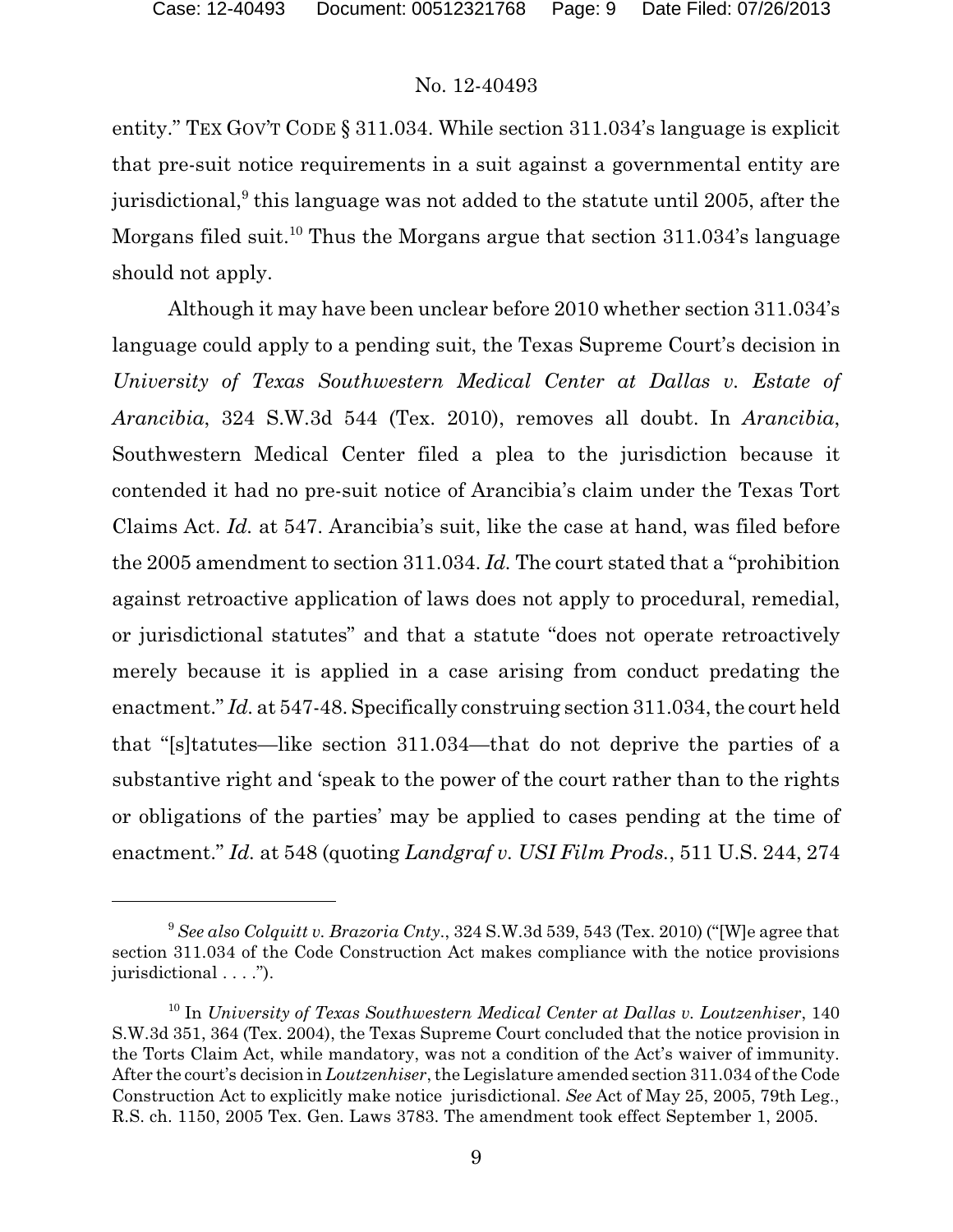entity." TEX GOV'T CODE § 311.034. While section 311.034's language is explicit that pre-suit notice requirements in a suit against a governmental entity are jurisdictional,[9] this language was not added to the statute until 2005, after the Morgans filed suit.[10] Thus the Morgans argue that section 311.034's language should not apply.

Although it may have been unclear before 2010 whether section 311.034's language could apply to a pending suit, the Texas Supreme Court's decision in *University of Texas Southwestern Medical Center at Dallas v. Estate of Arancibia*, 324 S.W.3d 544 (Tex. 2010), removes all doubt. In *Arancibia*, Southwestern Medical Center filed a plea to the jurisdiction because it contended it had no pre-suit notice of Arancibia's claim under the Texas Tort Claims Act. *Id.* at 547. Arancibia's suit, like the case at hand, was filed before the 2005 amendment to section 311.034. *Id.* The court stated that a "prohibition against retroactive application of laws does not apply to procedural, remedial, or jurisdictional statutes" and that a statute "does not operate retroactively merely because it is applied in a case arising from conduct predating the enactment." *Id.* at 547-48. Specifically construing section 311.034, the court held that "[s]tatutes—like section 311.034—that do not deprive the parties of a substantive right and 'speak to the power of the court rather than to the rights or obligations of the parties' may be applied to cases pending at the time of enactment." *Id.* at 548 (quoting *Landgraf v. USI Film Prods.*, 511 U.S. 244, 274

---

[9] *See also Colquitt v. Brazoria Cnty.*, 324 S.W.3d 539, 543 (Tex. 2010) ("[W]e agree that section 311.034 of the Code Construction Act makes compliance with the notice provisions jurisdictional . . . .").

[10] In *University of Texas Southwestern Medical Center at Dallas v. Loutzenhiser*, 140 S.W.3d 351, 364 (Tex. 2004), the Texas Supreme Court concluded that the notice provision in the Torts Claim Act, while mandatory, was not a condition of the Act's waiver of immunity. After the court's decision in *Loutzenhiser*, the Legislature amended section 311.034 of the Code Construction Act to explicitly make notice jurisdictional. *See* Act of May 25, 2005, 79th Leg., R.S. ch. 1150, 2005 Tex. Gen. Laws 3783. The amendment took effect September 1, 2005.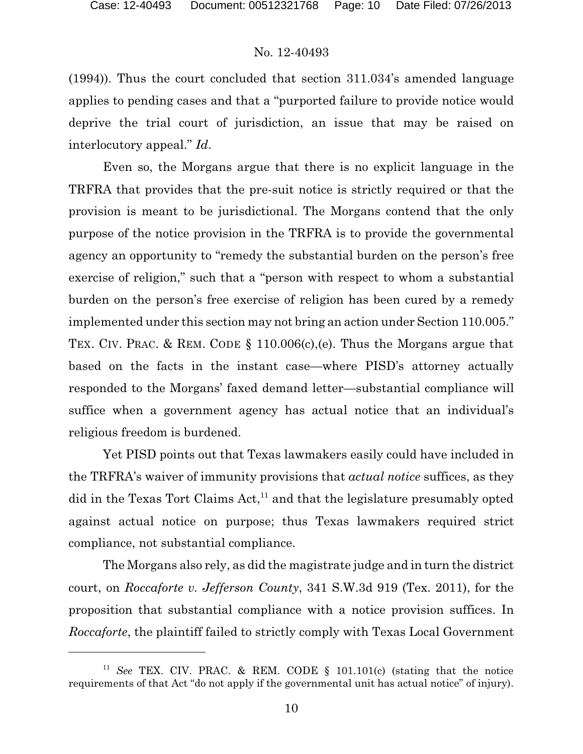(1994)). Thus the court concluded that section 311.034's amended language applies to pending cases and that a "purported failure to provide notice would deprive the trial court of jurisdiction, an issue that may be raised on interlocutory appeal." *Id*.

Even so, the Morgans argue that there is no explicit language in the TRFRA that provides that the pre-suit notice is strictly required or that the provision is meant to be jurisdictional. The Morgans contend that the only purpose of the notice provision in the TRFRA is to provide the governmental agency an opportunity to "remedy the substantial burden on the person's free exercise of religion," such that a "person with respect to whom a substantial burden on the person's free exercise of religion has been cured by a remedy implemented under this section may not bring an action under Section 110.005." TEX. CIV. PRAC. & REM. CODE § 110.006(c),(e). Thus the Morgans argue that based on the facts in the instant case—where PISD's attorney actually responded to the Morgans' faxed demand letter—substantial compliance will suffice when a government agency has actual notice that an individual's religious freedom is burdened.

Yet PISD points out that Texas lawmakers easily could have included in the TRFRA's waiver of immunity provisions that *actual notice* suffices, as they did in the Texas Tort Claims Act,[11] and that the legislature presumably opted against actual notice on purpose; thus Texas lawmakers required strict compliance, not substantial compliance.

The Morgans also rely, as did the magistrate judge and in turn the district court, on *Roccaforte v. Jefferson County*, 341 S.W.3d 919 (Tex. 2011), for the proposition that substantial compliance with a notice provision suffices. In *Roccaforte*, the plaintiff failed to strictly comply with Texas Local Government

---

[11] *See* TEX. CIV. PRAC. & REM. CODE § 101.101(c) (stating that the notice requirements of that Act "do not apply if the governmental unit has actual notice" of injury).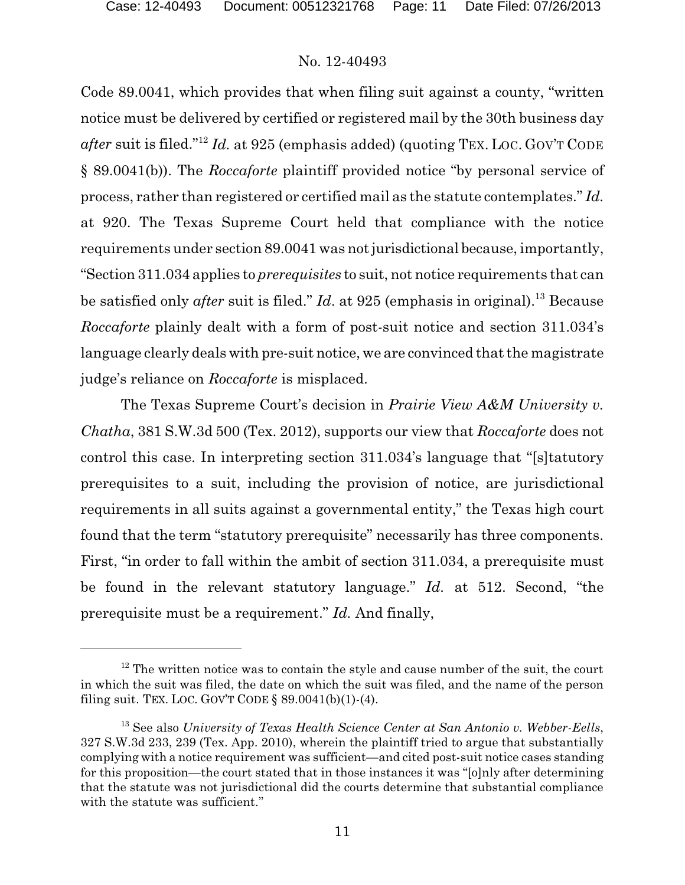Code 89.0041, which provides that when filing suit against a county, "written notice must be delivered by certified or registered mail by the 30th business day *after* suit is filed."[12] *Id.* at 925 (emphasis added) (quoting TEX. LOC. GOV'T CODE § 89.0041(b)). The *Roccaforte* plaintiff provided notice "by personal service of process, rather than registered or certified mail as the statute contemplates." *Id.* at 920. The Texas Supreme Court held that compliance with the notice requirements under section 89.0041 was not jurisdictional because, importantly, "Section 311.034 applies to *prerequisites* to suit, not notice requirements that can be satisfied only *after* suit is filed." *Id.* at 925 (emphasis in original).[13] Because *Roccaforte* plainly dealt with a form of post-suit notice and section 311.034's language clearly deals with pre-suit notice, we are convinced that the magistrate judge's reliance on *Roccaforte* is misplaced.

The Texas Supreme Court's decision in *Prairie View A&M University v. Chatha*, 381 S.W.3d 500 (Tex. 2012), supports our view that *Roccaforte* does not control this case. In interpreting section 311.034's language that "[s]tatutory prerequisites to a suit, including the provision of notice, are jurisdictional requirements in all suits against a governmental entity," the Texas high court found that the term "statutory prerequisite" necessarily has three components. First, "in order to fall within the ambit of section 311.034, a prerequisite must be found in the relevant statutory language." *Id.* at 512. Second, "the prerequisite must be a requirement." *Id.* And finally,

---

[12] The written notice was to contain the style and cause number of the suit, the court in which the suit was filed, the date on which the suit was filed, and the name of the person filing suit. TEX. LOC. GOV'T CODE § 89.0041(b)(1)-(4).

[13] See also *University of Texas Health Science Center at San Antonio v. Webber-Eells*, 327 S.W.3d 233, 239 (Tex. App. 2010), wherein the plaintiff tried to argue that substantially complying with a notice requirement was sufficient—and cited post-suit notice cases standing for this proposition—the court stated that in those instances it was "[o]nly after determining that the statute was not jurisdictional did the courts determine that substantial compliance with the statute was sufficient."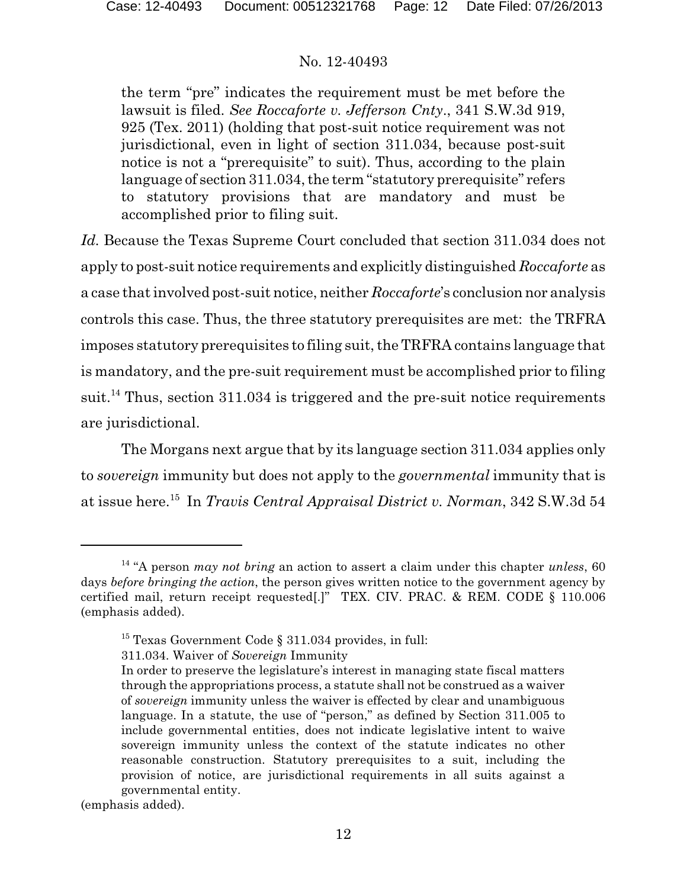> the term "pre" indicates the requirement must be met before the lawsuit is filed. *See Roccaforte v. Jefferson Cnty*., 341 S.W.3d 919, 925 (Tex. 2011) (holding that post-suit notice requirement was not jurisdictional, even in light of section 311.034, because post-suit notice is not a "prerequisite" to suit). Thus, according to the plain language of section 311.034, the term "statutory prerequisite" refers to statutory provisions that are mandatory and must be accomplished prior to filing suit.

*Id.* Because the Texas Supreme Court concluded that section 311.034 does not apply to post-suit notice requirements and explicitly distinguished *Roccaforte* as a case that involved post-suit notice, neither *Roccaforte*'s conclusion nor analysis controls this case. Thus, the three statutory prerequisites are met: the TRFRA imposes statutory prerequisites to filing suit, the TRFRA contains language that is mandatory, and the pre-suit requirement must be accomplished prior to filing suit.[14] Thus, section 311.034 is triggered and the pre-suit notice requirements are jurisdictional.

The Morgans next argue that by its language section 311.034 applies only to *sovereign* immunity but does not apply to the *governmental* immunity that is at issue here.[15] In *Travis Central Appraisal District v. Norman*, 342 S.W.3d 54

---

[14] "A person *may not bring* an action to assert a claim under this chapter *unless*, 60 days *before bringing the action*, the person gives written notice to the government agency by certified mail, return receipt requested[.]" TEX. CIV. PRAC. & REM. CODE § 110.006 (emphasis added).

[15] Texas Government Code § 311.034 provides, in full:

> 311.034. Waiver of *Sovereign* Immunity
>
> In order to preserve the legislature's interest in managing state fiscal matters through the appropriations process, a statute shall not be construed as a waiver of *sovereign* immunity unless the waiver is effected by clear and unambiguous language. In a statute, the use of "person," as defined by Section 311.005 to include governmental entities, does not indicate legislative intent to waive sovereign immunity unless the context of the statute indicates no other reasonable construction. Statutory prerequisites to a suit, including the provision of notice, are jurisdictional requirements in all suits against a governmental entity.

(emphasis added).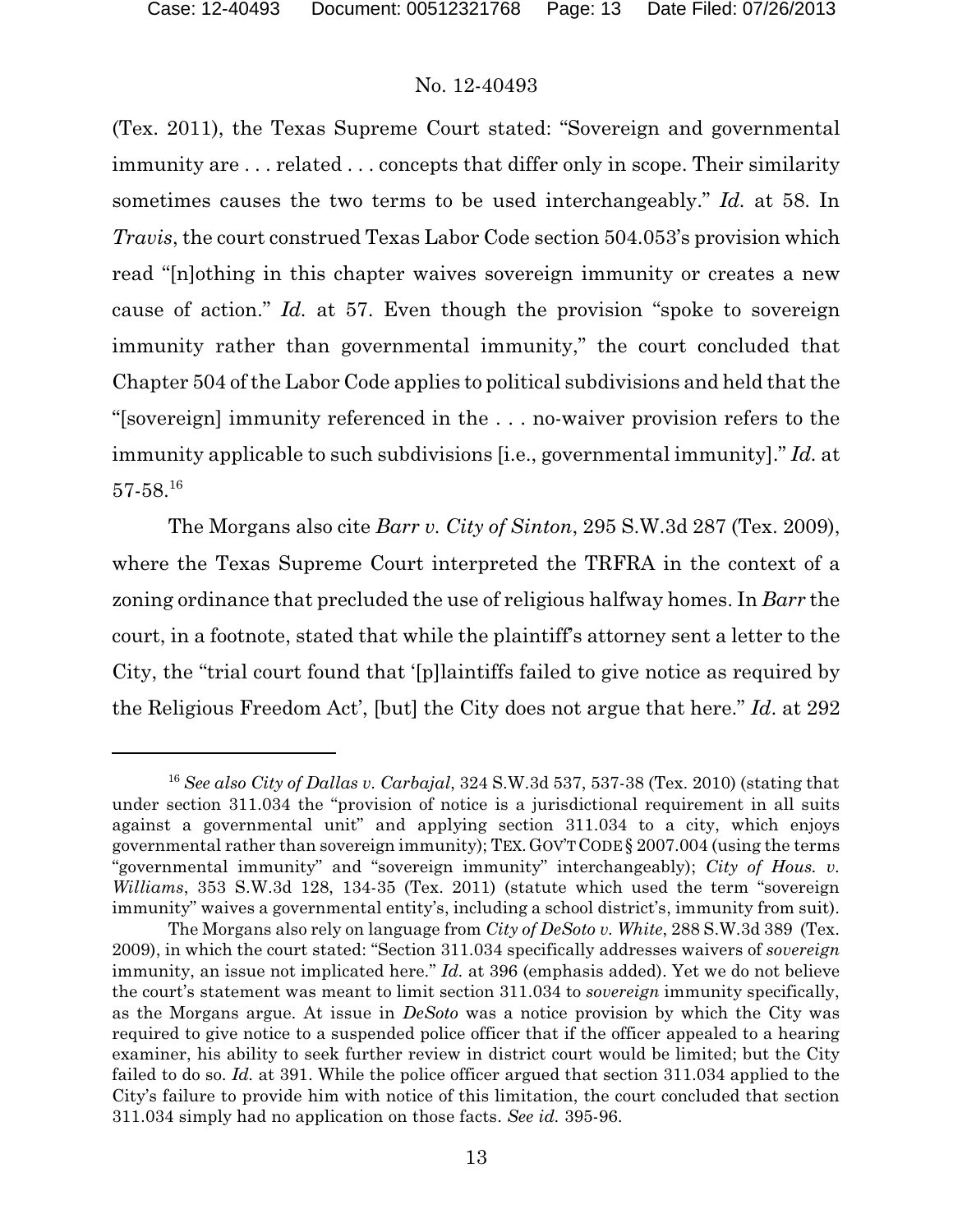(Tex. 2011), the Texas Supreme Court stated: "Sovereign and governmental immunity are . . . related . . . concepts that differ only in scope. Their similarity sometimes causes the two terms to be used interchangeably." *Id.* at 58. In *Travis*, the court construed Texas Labor Code section 504.053's provision which read "[n]othing in this chapter waives sovereign immunity or creates a new cause of action." *Id.* at 57. Even though the provision "spoke to sovereign immunity rather than governmental immunity," the court concluded that Chapter 504 of the Labor Code applies to political subdivisions and held that the "[sovereign] immunity referenced in the . . . no-waiver provision refers to the immunity applicable to such subdivisions [i.e., governmental immunity]." *Id.* at 57-58.[16]

The Morgans also cite *Barr v. City of Sinton*, 295 S.W.3d 287 (Tex. 2009), where the Texas Supreme Court interpreted the TRFRA in the context of a zoning ordinance that precluded the use of religious halfway homes. In *Barr* the court, in a footnote, stated that while the plaintiff's attorney sent a letter to the City, the "trial court found that '[p]laintiffs failed to give notice as required by the Religious Freedom Act', [but] the City does not argue that here." *Id*. at 292

---

[16] *See also City of Dallas v. Carbajal*, 324 S.W.3d 537, 537-38 (Tex. 2010) (stating that under section 311.034 the "provision of notice is a jurisdictional requirement in all suits against a governmental unit" and applying section 311.034 to a city, which enjoys governmental rather than sovereign immunity); TEX. GOV'T CODE § 2007.004 (using the terms "governmental immunity" and "sovereign immunity" interchangeably); *City of Hous. v. Williams*, 353 S.W.3d 128, 134-35 (Tex. 2011) (statute which used the term "sovereign immunity" waives a governmental entity's, including a school district's, immunity from suit).

The Morgans also rely on language from *City of DeSoto v. White*, 288 S.W.3d 389 (Tex. 2009), in which the court stated: "Section 311.034 specifically addresses waivers of *sovereign* immunity, an issue not implicated here." *Id.* at 396 (emphasis added). Yet we do not believe the court's statement was meant to limit section 311.034 to *sovereign* immunity specifically, as the Morgans argue. At issue in *DeSoto* was a notice provision by which the City was required to give notice to a suspended police officer that if the officer appealed to a hearing examiner, his ability to seek further review in district court would be limited; but the City failed to do so. *Id.* at 391. While the police officer argued that section 311.034 applied to the City's failure to provide him with notice of this limitation, the court concluded that section 311.034 simply had no application on those facts. *See id.* 395-96.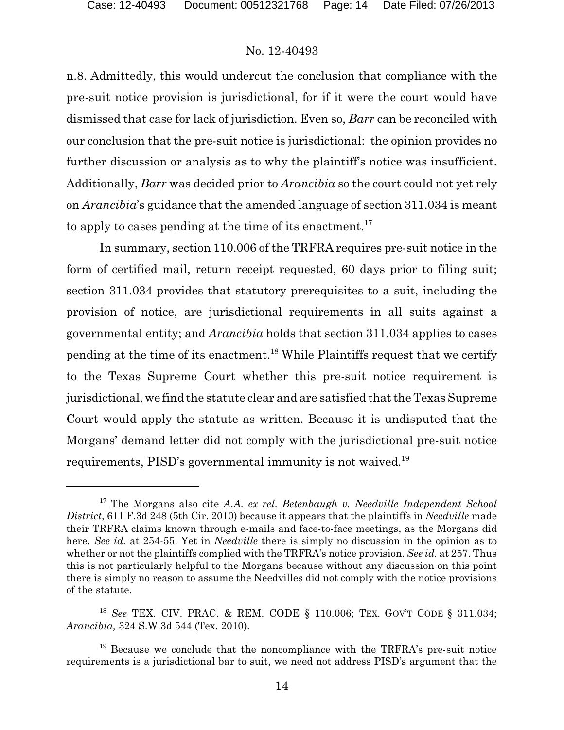n.8. Admittedly, this would undercut the conclusion that compliance with the pre-suit notice provision is jurisdictional, for if it were the court would have dismissed that case for lack of jurisdiction. Even so, *Barr* can be reconciled with our conclusion that the pre-suit notice is jurisdictional: the opinion provides no further discussion or analysis as to why the plaintiff's notice was insufficient. Additionally, *Barr* was decided prior to *Arancibia* so the court could not yet rely on *Arancibia*'s guidance that the amended language of section 311.034 is meant to apply to cases pending at the time of its enactment.[17]

In summary, section 110.006 of the TRFRA requires pre-suit notice in the form of certified mail, return receipt requested, 60 days prior to filing suit; section 311.034 provides that statutory prerequisites to a suit, including the provision of notice, are jurisdictional requirements in all suits against a governmental entity; and *Arancibia* holds that section 311.034 applies to cases pending at the time of its enactment.[18] While Plaintiffs request that we certify to the Texas Supreme Court whether this pre-suit notice requirement is jurisdictional, we find the statute clear and are satisfied that the Texas Supreme Court would apply the statute as written. Because it is undisputed that the Morgans' demand letter did not comply with the jurisdictional pre-suit notice requirements, PISD's governmental immunity is not waived.[19]

---

[17] The Morgans also cite *A.A. ex rel. Betenbaugh v. Needville Independent School District*, 611 F.3d 248 (5th Cir. 2010) because it appears that the plaintiffs in *Needville* made their TRFRA claims known through e-mails and face-to-face meetings, as the Morgans did here. *See id.* at 254-55. Yet in *Needville* there is simply no discussion in the opinion as to whether or not the plaintiffs complied with the TRFRA's notice provision. *See id.* at 257. Thus this is not particularly helpful to the Morgans because without any discussion on this point there is simply no reason to assume the Needvilles did not comply with the notice provisions of the statute.

[18] *See* TEX. CIV. PRAC. & REM. CODE § 110.006; TEX. GOV'T CODE § 311.034; *Arancibia,* 324 S.W.3d 544 (Tex. 2010).

[19] Because we conclude that the noncompliance with the TRFRA's pre-suit notice requirements is a jurisdictional bar to suit, we need not address PISD's argument that the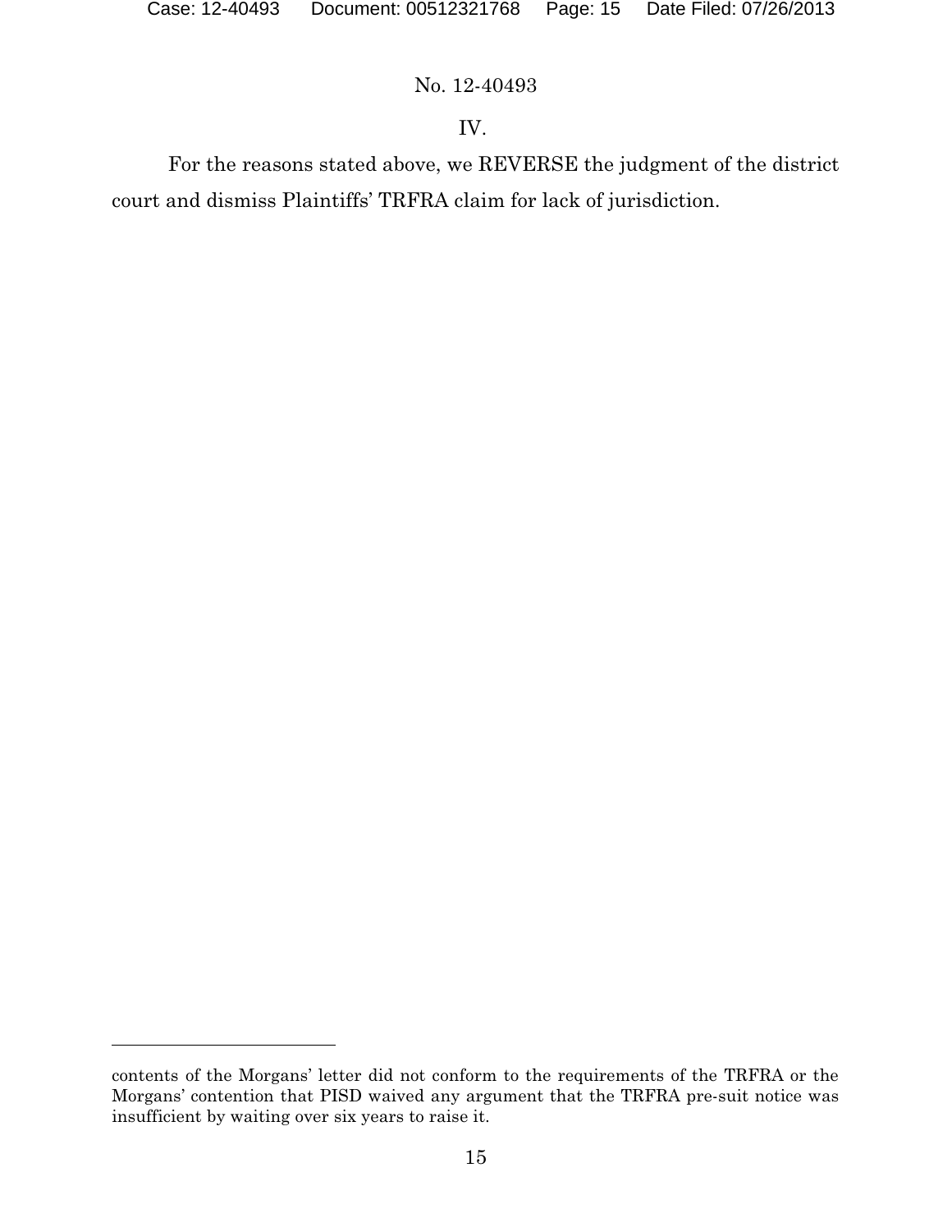## IV.

For the reasons stated above, we REVERSE the judgment of the district court and dismiss Plaintiffs' TRFRA claim for lack of jurisdiction.

---

contents of the Morgans' letter did not conform to the requirements of the TRFRA or the Morgans' contention that PISD waived any argument that the TRFRA pre-suit notice was insufficient by waiting over six years to raise it.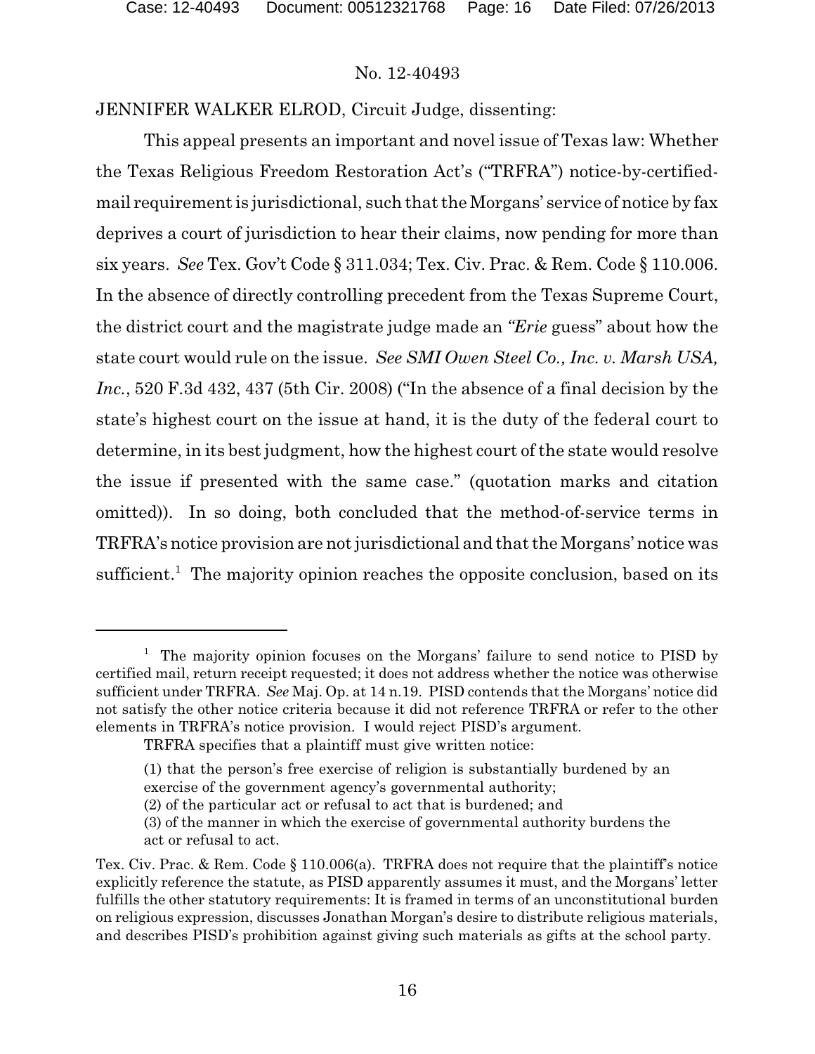No. 12-40493

JENNIFER WALKER ELROD, Circuit Judge, dissenting:

This appeal presents an important and novel issue of Texas law: Whether the Texas Religious Freedom Restoration Act's ("TRFRA") notice-by-certified-mail requirement is jurisdictional, such that the Morgans' service of notice by fax deprives a court of jurisdiction to hear their claims, now pending for more than six years. *See* Tex. Gov't Code § 311.034; Tex. Civ. Prac. & Rem. Code § 110.006. In the absence of directly controlling precedent from the Texas Supreme Court, the district court and the magistrate judge made an "*Erie* guess" about how the state court would rule on the issue. *See SMI Owen Steel Co., Inc. v. Marsh USA, Inc.*, 520 F.3d 432, 437 (5th Cir. 2008) ("In the absence of a final decision by the state's highest court on the issue at hand, it is the duty of the federal court to determine, in its best judgment, how the highest court of the state would resolve the issue if presented with the same case." (quotation marks and citation omitted)). In so doing, both concluded that the method-of-service terms in TRFRA's notice provision are not jurisdictional and that the Morgans' notice was sufficient.[1] The majority opinion reaches the opposite conclusion, based on its

---

[1] The majority opinion focuses on the Morgans' failure to send notice to PISD by certified mail, return receipt requested; it does not address whether the notice was otherwise sufficient under TRFRA. *See* Maj. Op. at 14 n.19. PISD contends that the Morgans' notice did not satisfy the other notice criteria because it did not reference TRFRA or refer to the other elements in TRFRA's notice provision. I would reject PISD's argument.

TRFRA specifies that a plaintiff must give written notice:

> (1) that the person's free exercise of religion is substantially burdened by an exercise of the government agency's governmental authority;
> (2) of the particular act or refusal to act that is burdened; and
> (3) of the manner in which the exercise of governmental authority burdens the act or refusal to act.

Tex. Civ. Prac. & Rem. Code § 110.006(a). TRFRA does not require that the plaintiff's notice explicitly reference the statute, as PISD apparently assumes it must, and the Morgans' letter fulfills the other statutory requirements: It is framed in terms of an unconstitutional burden on religious expression, discusses Jonathan Morgan's desire to distribute religious materials, and describes PISD's prohibition against giving such materials as gifts at the school party.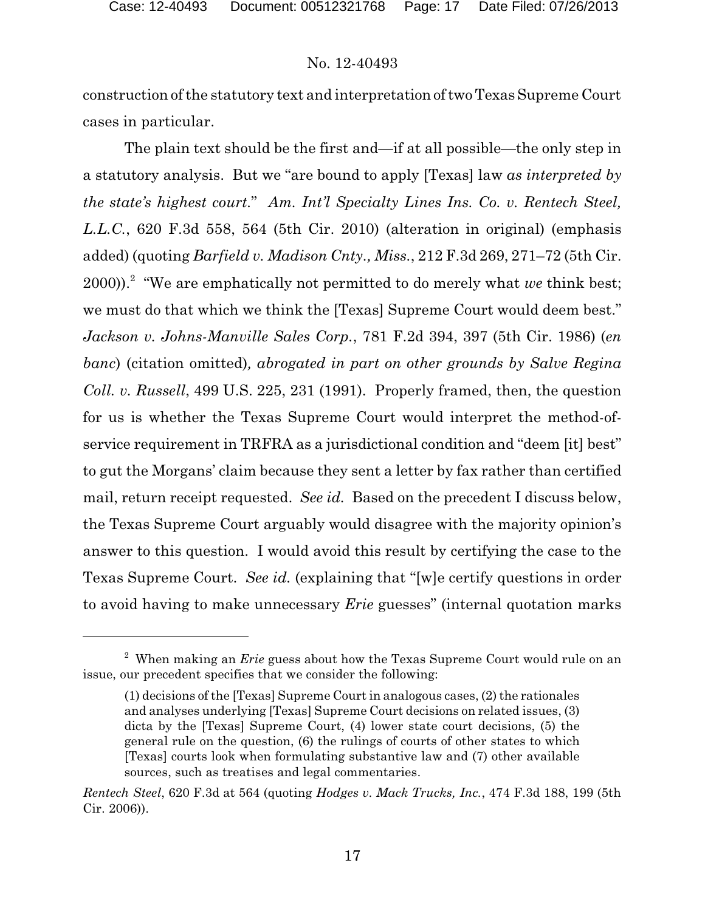construction of the statutory text and interpretation of two Texas Supreme Court cases in particular.

The plain text should be the first and—if at all possible—the only step in a statutory analysis. But we "are bound to apply [Texas] law *as interpreted by the state's highest court*." *Am. Int'l Specialty Lines Ins. Co. v. Rentech Steel, L.L.C.*, 620 F.3d 558, 564 (5th Cir. 2010) (alteration in original) (emphasis added) (quoting *Barfield v. Madison Cnty., Miss.*, 212 F.3d 269, 271–72 (5th Cir. 2000)).[2] "We are emphatically not permitted to do merely what *we* think best; we must do that which we think the [Texas] Supreme Court would deem best." *Jackson v. Johns-Manville Sales Corp.*, 781 F.2d 394, 397 (5th Cir. 1986) (*en banc*) (citation omitted), *abrogated in part on other grounds by Salve Regina Coll. v. Russell*, 499 U.S. 225, 231 (1991). Properly framed, then, the question for us is whether the Texas Supreme Court would interpret the method-of-service requirement in TRFRA as a jurisdictional condition and "deem [it] best" to gut the Morgans' claim because they sent a letter by fax rather than certified mail, return receipt requested. *See id.* Based on the precedent I discuss below, the Texas Supreme Court arguably would disagree with the majority opinion's answer to this question. I would avoid this result by certifying the case to the Texas Supreme Court. *See id.* (explaining that "[w]e certify questions in order to avoid having to make unnecessary *Erie* guesses" (internal quotation marks

---

[2] When making an *Erie* guess about how the Texas Supreme Court would rule on an issue, our precedent specifies that we consider the following:

> (1) decisions of the [Texas] Supreme Court in analogous cases, (2) the rationales and analyses underlying [Texas] Supreme Court decisions on related issues, (3) dicta by the [Texas] Supreme Court, (4) lower state court decisions, (5) the general rule on the question, (6) the rulings of courts of other states to which [Texas] courts look when formulating substantive law and (7) other available sources, such as treatises and legal commentaries.

*Rentech Steel*, 620 F.3d at 564 (quoting *Hodges v. Mack Trucks, Inc.*, 474 F.3d 188, 199 (5th Cir. 2006)).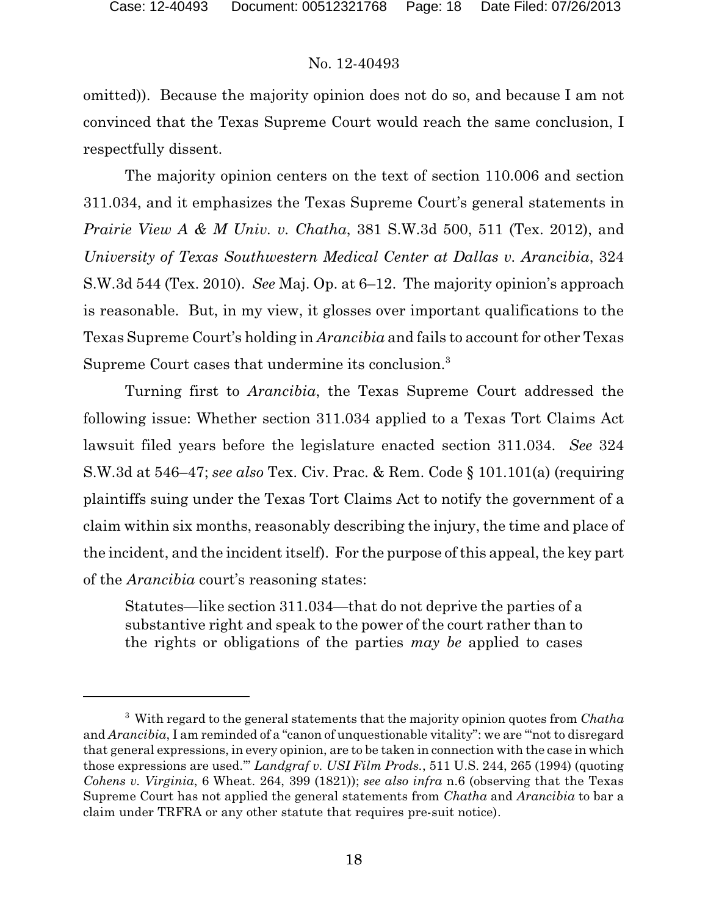omitted)). Because the majority opinion does not do so, and because I am not convinced that the Texas Supreme Court would reach the same conclusion, I respectfully dissent.

The majority opinion centers on the text of section 110.006 and section 311.034, and it emphasizes the Texas Supreme Court's general statements in *Prairie View A & M Univ. v. Chatha*, 381 S.W.3d 500, 511 (Tex. 2012), and *University of Texas Southwestern Medical Center at Dallas v. Arancibia*, 324 S.W.3d 544 (Tex. 2010). *See* Maj. Op. at 6–12. The majority opinion's approach is reasonable. But, in my view, it glosses over important qualifications to the Texas Supreme Court's holding in *Arancibia* and fails to account for other Texas Supreme Court cases that undermine its conclusion.[3]

Turning first to *Arancibia*, the Texas Supreme Court addressed the following issue: Whether section 311.034 applied to a Texas Tort Claims Act lawsuit filed years before the legislature enacted section 311.034. *See* 324 S.W.3d at 546–47; *see also* Tex. Civ. Prac. & Rem. Code § 101.101(a) (requiring plaintiffs suing under the Texas Tort Claims Act to notify the government of a claim within six months, reasonably describing the injury, the time and place of the incident, and the incident itself). For the purpose of this appeal, the key part of the *Arancibia* court's reasoning states:

> Statutes—like section 311.034—that do not deprive the parties of a substantive right and speak to the power of the court rather than to the rights or obligations of the parties *may be* applied to cases

[3] With regard to the general statements that the majority opinion quotes from *Chatha* and *Arancibia*, I am reminded of a "canon of unquestionable vitality": we are "'not to disregard that general expressions, in every opinion, are to be taken in connection with the case in which those expressions are used.'" *Landgraf v. USI Film Prods.*, 511 U.S. 244, 265 (1994) (quoting *Cohens v. Virginia*, 6 Wheat. 264, 399 (1821)); *see also infra* n.6 (observing that the Texas Supreme Court has not applied the general statements from *Chatha* and *Arancibia* to bar a claim under TRFRA or any other statute that requires pre-suit notice).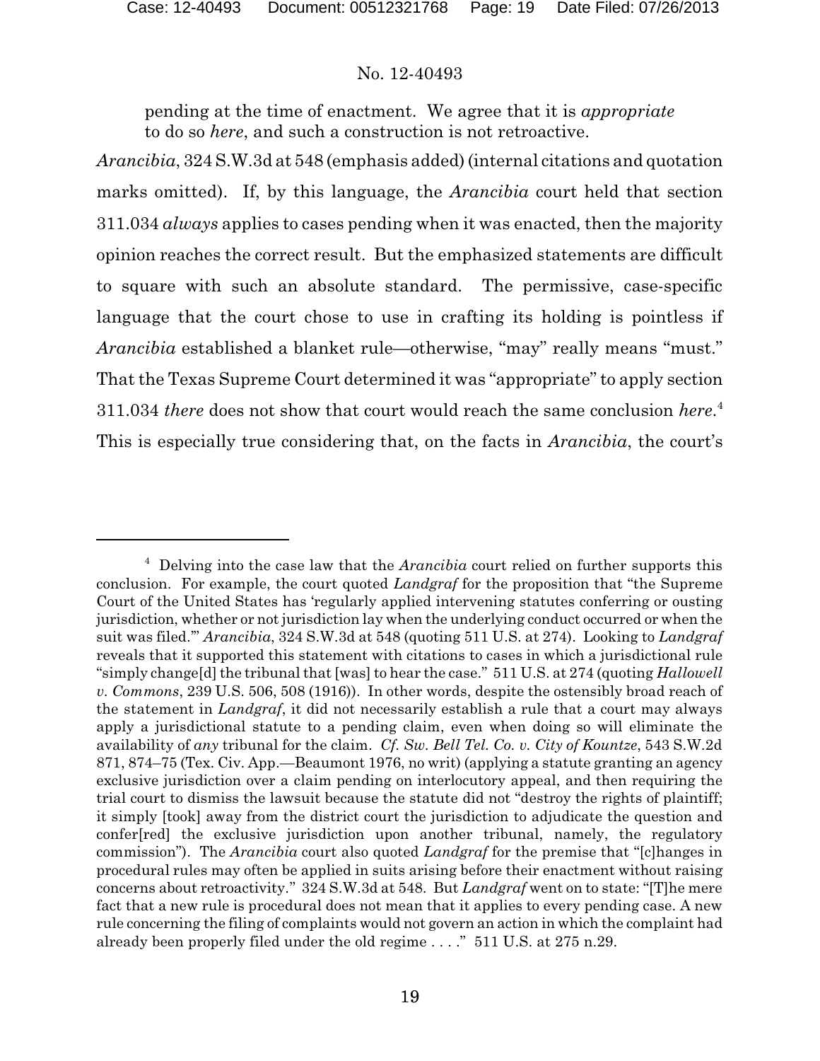> pending at the time of enactment. We agree that it is *appropriate* to do so *here*, and such a construction is not retroactive.

*Arancibia*, 324 S.W.3d at 548 (emphasis added) (internal citations and quotation marks omitted). If, by this language, the *Arancibia* court held that section 311.034 *always* applies to cases pending when it was enacted, then the majority opinion reaches the correct result. But the emphasized statements are difficult to square with such an absolute standard. The permissive, case-specific language that the court chose to use in crafting its holding is pointless if *Arancibia* established a blanket rule—otherwise, "may" really means "must." That the Texas Supreme Court determined it was "appropriate" to apply section 311.034 *there* does not show that court would reach the same conclusion *here*.[4] This is especially true considering that, on the facts in *Arancibia*, the court's

---

[4] Delving into the case law that the *Arancibia* court relied on further supports this conclusion. For example, the court quoted *Landgraf* for the proposition that "the Supreme Court of the United States has 'regularly applied intervening statutes conferring or ousting jurisdiction, whether or not jurisdiction lay when the underlying conduct occurred or when the suit was filed.'" *Arancibia*, 324 S.W.3d at 548 (quoting 511 U.S. at 274). Looking to *Landgraf* reveals that it supported this statement with citations to cases in which a jurisdictional rule "simply change[d] the tribunal that [was] to hear the case." 511 U.S. at 274 (quoting *Hallowell v. Commons*, 239 U.S. 506, 508 (1916)). In other words, despite the ostensibly broad reach of the statement in *Landgraf*, it did not necessarily establish a rule that a court may always apply a jurisdictional statute to a pending claim, even when doing so will eliminate the availability of *any* tribunal for the claim. *Cf. Sw. Bell Tel. Co. v. City of Kountze*, 543 S.W.2d 871, 874–75 (Tex. Civ. App.—Beaumont 1976, no writ) (applying a statute granting an agency exclusive jurisdiction over a claim pending on interlocutory appeal, and then requiring the trial court to dismiss the lawsuit because the statute did not "destroy the rights of plaintiff; it simply [took] away from the district court the jurisdiction to adjudicate the question and confer[red] the exclusive jurisdiction upon another tribunal, namely, the regulatory commission"). The *Arancibia* court also quoted *Landgraf* for the premise that "[c]hanges in procedural rules may often be applied in suits arising before their enactment without raising concerns about retroactivity." 324 S.W.3d at 548. But *Landgraf* went on to state: "[T]he mere fact that a new rule is procedural does not mean that it applies to every pending case. A new rule concerning the filing of complaints would not govern an action in which the complaint had already been properly filed under the old regime . . . ." 511 U.S. at 275 n.29.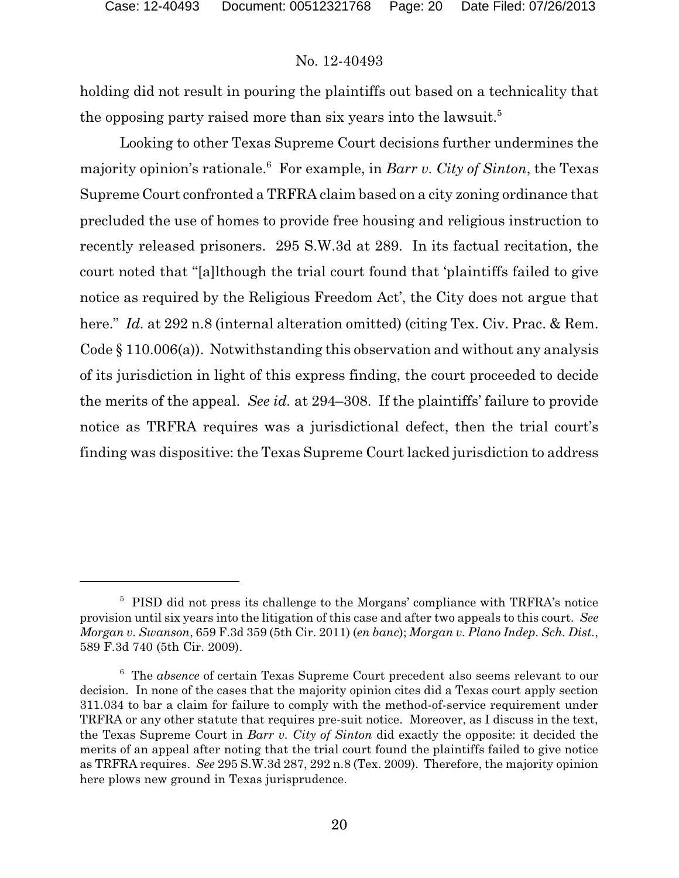holding did not result in pouring the plaintiffs out based on a technicality that the opposing party raised more than six years into the lawsuit.[5]

Looking to other Texas Supreme Court decisions further undermines the majority opinion's rationale.[6] For example, in *Barr v. City of Sinton*, the Texas Supreme Court confronted a TRFRA claim based on a city zoning ordinance that precluded the use of homes to provide free housing and religious instruction to recently released prisoners. 295 S.W.3d at 289. In its factual recitation, the court noted that "[a]lthough the trial court found that 'plaintiffs failed to give notice as required by the Religious Freedom Act', the City does not argue that here." *Id.* at 292 n.8 (internal alteration omitted) (citing Tex. Civ. Prac. & Rem. Code § 110.006(a)). Notwithstanding this observation and without any analysis of its jurisdiction in light of this express finding, the court proceeded to decide the merits of the appeal. *See id.* at 294–308. If the plaintiffs' failure to provide notice as TRFRA requires was a jurisdictional defect, then the trial court's finding was dispositive: the Texas Supreme Court lacked jurisdiction to address

---

[5] PISD did not press its challenge to the Morgans' compliance with TRFRA's notice provision until six years into the litigation of this case and after two appeals to this court. *See Morgan v. Swanson*, 659 F.3d 359 (5th Cir. 2011) (*en banc*); *Morgan v. Plano Indep. Sch. Dist.*, 589 F.3d 740 (5th Cir. 2009).

[6] The *absence* of certain Texas Supreme Court precedent also seems relevant to our decision. In none of the cases that the majority opinion cites did a Texas court apply section 311.034 to bar a claim for failure to comply with the method-of-service requirement under TRFRA or any other statute that requires pre-suit notice. Moreover, as I discuss in the text, the Texas Supreme Court in *Barr v. City of Sinton* did exactly the opposite: it decided the merits of an appeal after noting that the trial court found the plaintiffs failed to give notice as TRFRA requires. *See* 295 S.W.3d 287, 292 n.8 (Tex. 2009). Therefore, the majority opinion here plows new ground in Texas jurisprudence.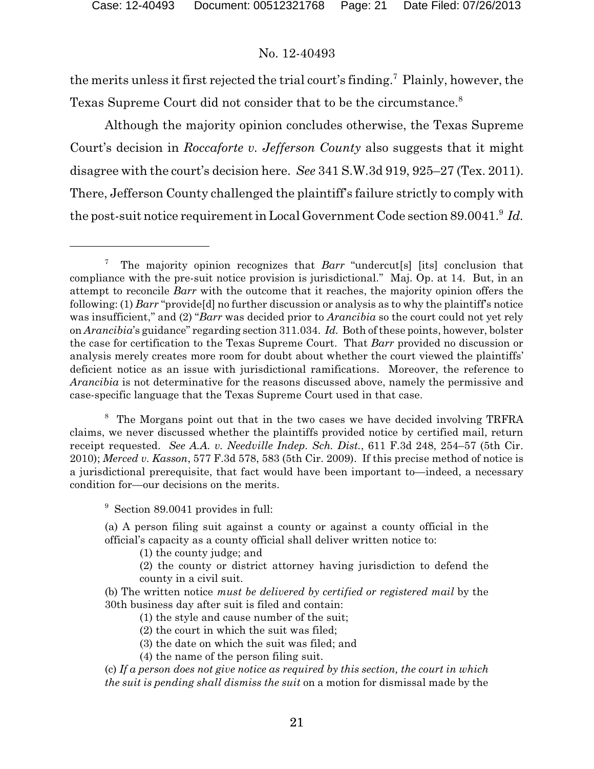the merits unless it first rejected the trial court's finding.[7] Plainly, however, the Texas Supreme Court did not consider that to be the circumstance.[8]

Although the majority opinion concludes otherwise, the Texas Supreme Court's decision in *Roccaforte v. Jefferson County* also suggests that it might disagree with the court's decision here. *See* 341 S.W.3d 919, 925–27 (Tex. 2011). There, Jefferson County challenged the plaintiff's failure strictly to comply with the post-suit notice requirement in Local Government Code section 89.0041.[9] *Id.*

---

[7] The majority opinion recognizes that *Barr* "undercut[s] [its] conclusion that compliance with the pre-suit notice provision is jurisdictional." Maj. Op. at 14. But, in an attempt to reconcile *Barr* with the outcome that it reaches, the majority opinion offers the following: (1) *Barr* "provide[d] no further discussion or analysis as to why the plaintiff's notice was insufficient," and (2) "*Barr* was decided prior to *Arancibia* so the court could not yet rely on *Arancibia*'s guidance" regarding section 311.034. *Id.* Both of these points, however, bolster the case for certification to the Texas Supreme Court. That *Barr* provided no discussion or analysis merely creates more room for doubt about whether the court viewed the plaintiffs' deficient notice as an issue with jurisdictional ramifications. Moreover, the reference to *Arancibia* is not determinative for the reasons discussed above, namely the permissive and case-specific language that the Texas Supreme Court used in that case.

[8] The Morgans point out that in the two cases we have decided involving TRFRA claims, we never discussed whether the plaintiffs provided notice by certified mail, return receipt requested. *See A.A. v. Needville Indep. Sch. Dist.*, 611 F.3d 248, 254–57 (5th Cir. 2010); *Merced v. Kasson*, 577 F.3d 578, 583 (5th Cir. 2009). If this precise method of notice is a jurisdictional prerequisite, that fact would have been important to—indeed, a necessary condition for—our decisions on the merits.

[9] Section 89.0041 provides in full:

> (a) A person filing suit against a county or against a county official in the official's capacity as a county official shall deliver written notice to:
>
> (1) the county judge; and
>
> (2) the county or district attorney having jurisdiction to defend the county in a civil suit.
>
> (b) The written notice *must be delivered by certified or registered mail* by the 30th business day after suit is filed and contain:
>
> (1) the style and cause number of the suit;
>
> (2) the court in which the suit was filed;
>
> (3) the date on which the suit was filed; and
>
> (4) the name of the person filing suit.
>
> (c) *If a person does not give notice as required by this section, the court in which the suit is pending shall dismiss the suit* on a motion for dismissal made by the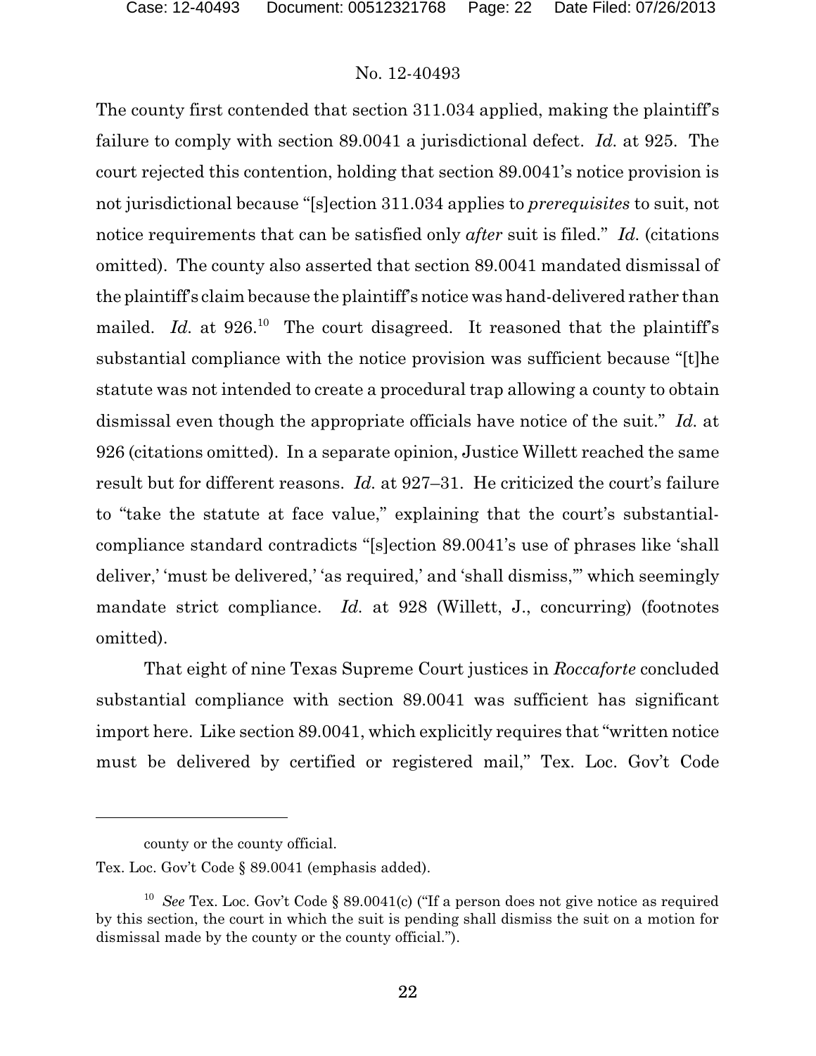The county first contended that section 311.034 applied, making the plaintiff's failure to comply with section 89.0041 a jurisdictional defect. *Id.* at 925. The court rejected this contention, holding that section 89.0041's notice provision is not jurisdictional because "[s]ection 311.034 applies to *prerequisites* to suit, not notice requirements that can be satisfied only *after* suit is filed." *Id.* (citations omitted). The county also asserted that section 89.0041 mandated dismissal of the plaintiff's claim because the plaintiff's notice was hand-delivered rather than mailed. *Id.* at 926.[10] The court disagreed. It reasoned that the plaintiff's substantial compliance with the notice provision was sufficient because "[t]he statute was not intended to create a procedural trap allowing a county to obtain dismissal even though the appropriate officials have notice of the suit." *Id.* at 926 (citations omitted). In a separate opinion, Justice Willett reached the same result but for different reasons. *Id.* at 927–31. He criticized the court's failure to "take the statute at face value," explaining that the court's substantial-compliance standard contradicts "[s]ection 89.0041's use of phrases like 'shall deliver,' 'must be delivered,' 'as required,' and 'shall dismiss,'" which seemingly mandate strict compliance. *Id.* at 928 (Willett, J., concurring) (footnotes omitted).

That eight of nine Texas Supreme Court justices in *Roccaforte* concluded substantial compliance with section 89.0041 was sufficient has significant import here. Like section 89.0041, which explicitly requires that "written notice must be delivered by certified or registered mail," Tex. Loc. Gov't Code

---

county or the county official.

Tex. Loc. Gov't Code § 89.0041 (emphasis added).

[10] *See* Tex. Loc. Gov't Code § 89.0041(c) ("If a person does not give notice as required by this section, the court in which the suit is pending shall dismiss the suit on a motion for dismissal made by the county or the county official.").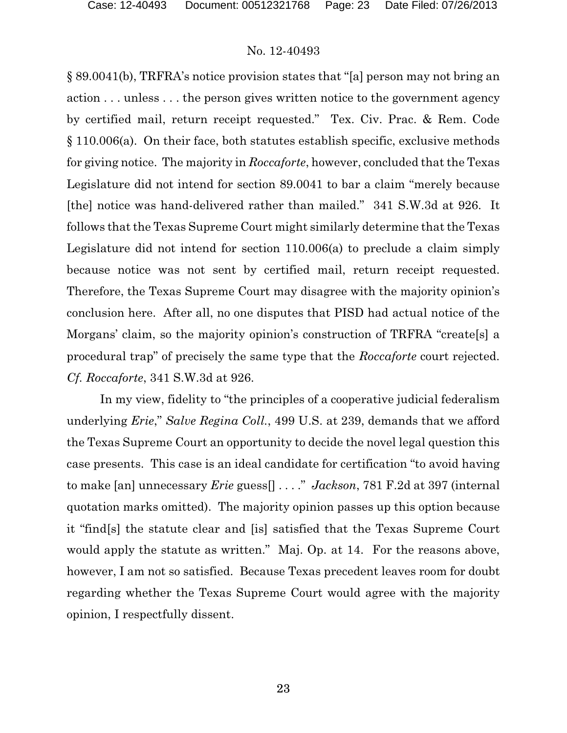§ 89.0041(b), TRFRA's notice provision states that "[a] person may not bring an action . . . unless . . . the person gives written notice to the government agency by certified mail, return receipt requested." Tex. Civ. Prac. & Rem. Code § 110.006(a). On their face, both statutes establish specific, exclusive methods for giving notice. The majority in *Roccaforte*, however, concluded that the Texas Legislature did not intend for section 89.0041 to bar a claim "merely because [the] notice was hand-delivered rather than mailed." 341 S.W.3d at 926. It follows that the Texas Supreme Court might similarly determine that the Texas Legislature did not intend for section 110.006(a) to preclude a claim simply because notice was not sent by certified mail, return receipt requested. Therefore, the Texas Supreme Court may disagree with the majority opinion's conclusion here. After all, no one disputes that PISD had actual notice of the Morgans' claim, so the majority opinion's construction of TRFRA "create[s] a procedural trap" of precisely the same type that the *Roccaforte* court rejected. *Cf. Roccaforte*, 341 S.W.3d at 926.

In my view, fidelity to "the principles of a cooperative judicial federalism underlying *Erie*," *Salve Regina Coll.*, 499 U.S. at 239, demands that we afford the Texas Supreme Court an opportunity to decide the novel legal question this case presents. This case is an ideal candidate for certification "to avoid having to make [an] unnecessary *Erie* guess[] . . . ." *Jackson*, 781 F.2d at 397 (internal quotation marks omitted). The majority opinion passes up this option because it "find[s] the statute clear and [is] satisfied that the Texas Supreme Court would apply the statute as written." Maj. Op. at 14. For the reasons above, however, I am not so satisfied. Because Texas precedent leaves room for doubt regarding whether the Texas Supreme Court would agree with the majority opinion, I respectfully dissent.